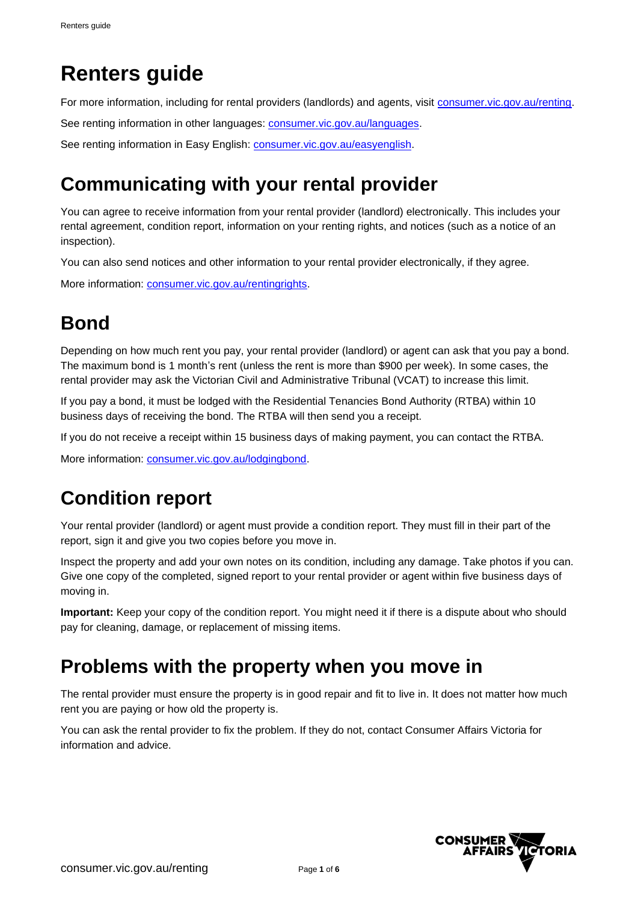# Renters guide

For more information, including for rental providers (landlords) and agents, visit consumer.vic.gov.au/renting.

See renting information in other languages: consumer.vic.gov.au/languages.

See renting information in Easy English: consumer.vic.gov.au/easyenglish.

## Communicating with your rental provider

You can agree to receive information from your rental provider (landlord) electronically. This includes your rental agreement, condition report, information on your renting rights, and notices (such as a notice of an inspection).

You can also send notices and other information to your rental provider electronically, if they agree.

More information: consumer.vic.gov.au/rentingrights.

## Bond

Depending on how much rent you pay, your rental provider (landlord) or agent can ask that you pay a bond. The maximum bond is 1 month's rent (unless the rent is more than $900 per week). In some cases, the rental provider may ask the Victorian Civil and Administrative Tribunal (VCAT) to increase this limit.

If you pay a bond, it must be lodged with the Residential Tenancies Bond Authority (RTBA) within 10 business days of receiving the bond. The RTBA will then send you a receipt.

If you do not receive a receipt within 15 business days of making payment, you can contact the RTBA.

More information: consumer.vic.gov.au/lodgingbond.

## Condition report

Your rental provider (landlord) or agent must provide a condition report. They must fill in their part of the report, sign it and give you two copies before you move in.

Inspect the property and add your own notes on its condition, including any damage. Take photos if you can. Give one copy of the completed, signed report to your rental provider or agent within five business days of moving in.

**Important:** Keep your copy of the condition report. You might need it if there is a dispute about who should pay for cleaning, damage, or replacement of missing items.

## Problems with the property when you move in

The rental provider must ensure the property is in good repair and fit to live in. It does not matter how much rent you are paying or how old the property is.

You can ask the rental provider to fix the problem. If they do not, contact Consumer Affairs Victoria for information and advice.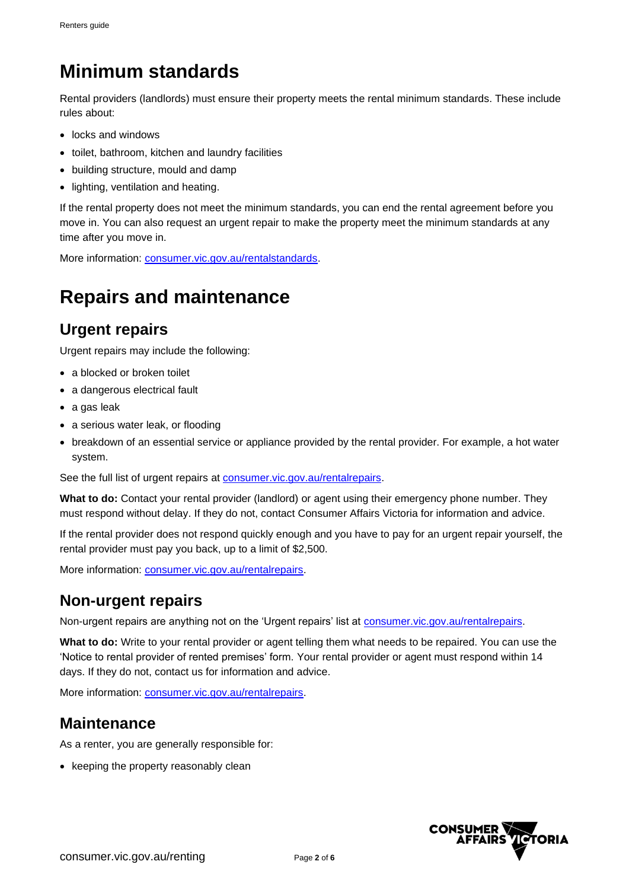# Minimum standards

Rental providers (landlords) must ensure their property meets the rental minimum standards. These include rules about:

- locks and windows
- toilet, bathroom, kitchen and laundry facilities
- building structure, mould and damp
- lighting, ventilation and heating.

If the rental property does not meet the minimum standards, you can end the rental agreement before you move in. You can also request an urgent repair to make the property meet the minimum standards at any time after you move in.

More information: [consumer.vic.gov.au/rentalstandards](consumer.vic.gov.au/rentalstandards).

# Repairs and maintenance

## Urgent repairs

Urgent repairs may include the following:

- a blocked or broken toilet
- a dangerous electrical fault
- a gas leak
- a serious water leak, or flooding
- breakdown of an essential service or appliance provided by the rental provider. For example, a hot water system.

See the full list of urgent repairs at [consumer.vic.gov.au/rentalrepairs](consumer.vic.gov.au/rentalrepairs).

**What to do:** Contact your rental provider (landlord) or agent using their emergency phone number. They must respond without delay. If they do not, contact Consumer Affairs Victoria for information and advice.

If the rental provider does not respond quickly enough and you have to pay for an urgent repair yourself, the rental provider must pay you back, up to a limit of $2,500.

More information: [consumer.vic.gov.au/rentalrepairs](consumer.vic.gov.au/rentalrepairs).

## Non-urgent repairs

Non-urgent repairs are anything not on the 'Urgent repairs' list at [consumer.vic.gov.au/rentalrepairs](consumer.vic.gov.au/rentalrepairs).

**What to do:** Write to your rental provider or agent telling them what needs to be repaired. You can use the 'Notice to rental provider of rented premises' form. Your rental provider or agent must respond within 14 days. If they do not, contact us for information and advice.

More information: [consumer.vic.gov.au/rentalrepairs](consumer.vic.gov.au/rentalrepairs).

## Maintenance

As a renter, you are generally responsible for:

- keeping the property reasonably clean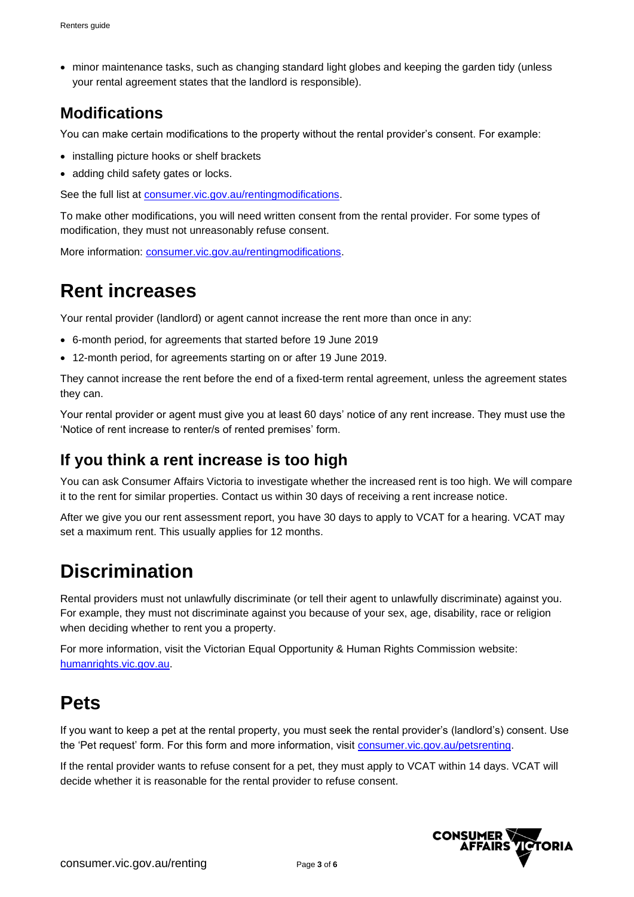- minor maintenance tasks, such as changing standard light globes and keeping the garden tidy (unless your rental agreement states that the landlord is responsible).

## Modifications

You can make certain modifications to the property without the rental provider's consent. For example:

- installing picture hooks or shelf brackets
- adding child safety gates or locks.

See the full list at consumer.vic.gov.au/rentingmodifications.

To make other modifications, you will need written consent from the rental provider. For some types of modification, they must not unreasonably refuse consent.

More information: consumer.vic.gov.au/rentingmodifications.

# Rent increases

Your rental provider (landlord) or agent cannot increase the rent more than once in any:

- 6-month period, for agreements that started before 19 June 2019
- 12-month period, for agreements starting on or after 19 June 2019.

They cannot increase the rent before the end of a fixed-term rental agreement, unless the agreement states they can.

Your rental provider or agent must give you at least 60 days' notice of any rent increase. They must use the 'Notice of rent increase to renter/s of rented premises' form.

## If you think a rent increase is too high

You can ask Consumer Affairs Victoria to investigate whether the increased rent is too high. We will compare it to the rent for similar properties. Contact us within 30 days of receiving a rent increase notice.

After we give you our rent assessment report, you have 30 days to apply to VCAT for a hearing. VCAT may set a maximum rent. This usually applies for 12 months.

# Discrimination

Rental providers must not unlawfully discriminate (or tell their agent to unlawfully discriminate) against you. For example, they must not discriminate against you because of your sex, age, disability, race or religion when deciding whether to rent you a property.

For more information, visit the Victorian Equal Opportunity & Human Rights Commission website: humanrights.vic.gov.au.

# Pets

If you want to keep a pet at the rental property, you must seek the rental provider's (landlord's) consent. Use the 'Pet request' form. For this form and more information, visit consumer.vic.gov.au/petsrenting.

If the rental provider wants to refuse consent for a pet, they must apply to VCAT within 14 days. VCAT will decide whether it is reasonable for the rental provider to refuse consent.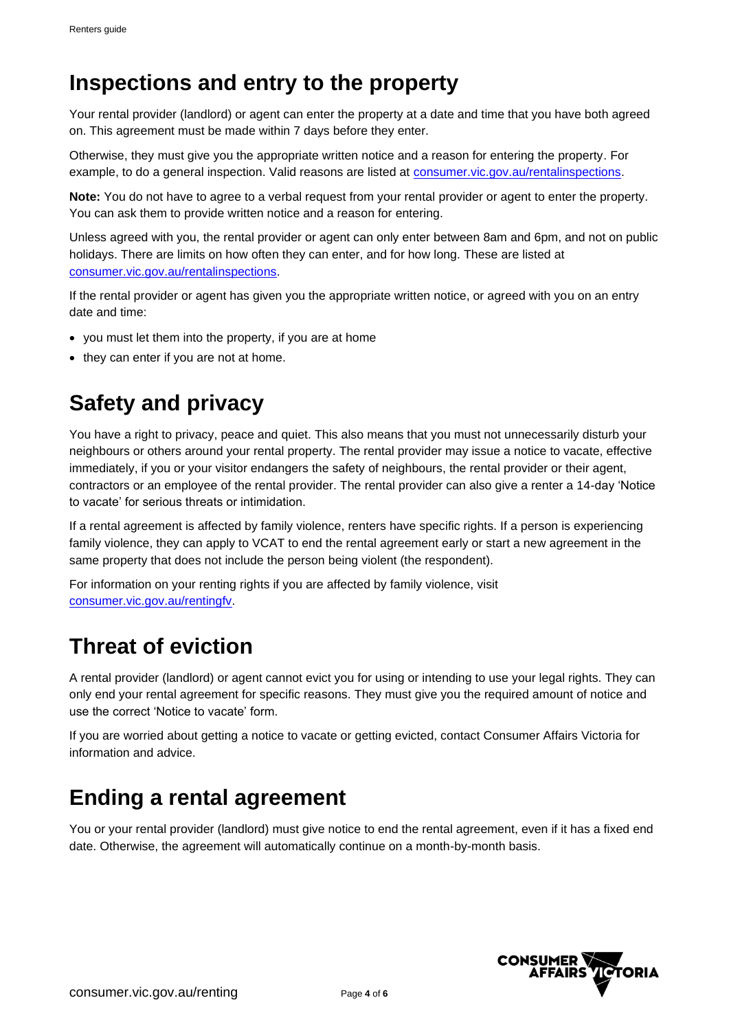## Inspections and entry to the property

Your rental provider (landlord) or agent can enter the property at a date and time that you have both agreed on. This agreement must be made within 7 days before they enter.

Otherwise, they must give you the appropriate written notice and a reason for entering the property. For example, to do a general inspection. Valid reasons are listed at [consumer.vic.gov.au/rentalinspections](consumer.vic.gov.au/rentalinspections).

**Note:** You do not have to agree to a verbal request from your rental provider or agent to enter the property. You can ask them to provide written notice and a reason for entering.

Unless agreed with you, the rental provider or agent can only enter between 8am and 6pm, and not on public holidays. There are limits on how often they can enter, and for how long. These are listed at [consumer.vic.gov.au/rentalinspections](consumer.vic.gov.au/rentalinspections).

If the rental provider or agent has given you the appropriate written notice, or agreed with you on an entry date and time:

- you must let them into the property, if you are at home
- they can enter if you are not at home.

## Safety and privacy

You have a right to privacy, peace and quiet. This also means that you must not unnecessarily disturb your neighbours or others around your rental property. The rental provider may issue a notice to vacate, effective immediately, if you or your visitor endangers the safety of neighbours, the rental provider or their agent, contractors or an employee of the rental provider. The rental provider can also give a renter a 14-day 'Notice to vacate' for serious threats or intimidation.

If a rental agreement is affected by family violence, renters have specific rights. If a person is experiencing family violence, they can apply to VCAT to end the rental agreement early or start a new agreement in the same property that does not include the person being violent (the respondent).

For information on your renting rights if you are affected by family violence, visit [consumer.vic.gov.au/rentingfv](consumer.vic.gov.au/rentingfv).

## Threat of eviction

A rental provider (landlord) or agent cannot evict you for using or intending to use your legal rights. They can only end your rental agreement for specific reasons. They must give you the required amount of notice and use the correct 'Notice to vacate' form.

If you are worried about getting a notice to vacate or getting evicted, contact Consumer Affairs Victoria for information and advice.

## Ending a rental agreement

You or your rental provider (landlord) must give notice to end the rental agreement, even if it has a fixed end date. Otherwise, the agreement will automatically continue on a month-by-month basis.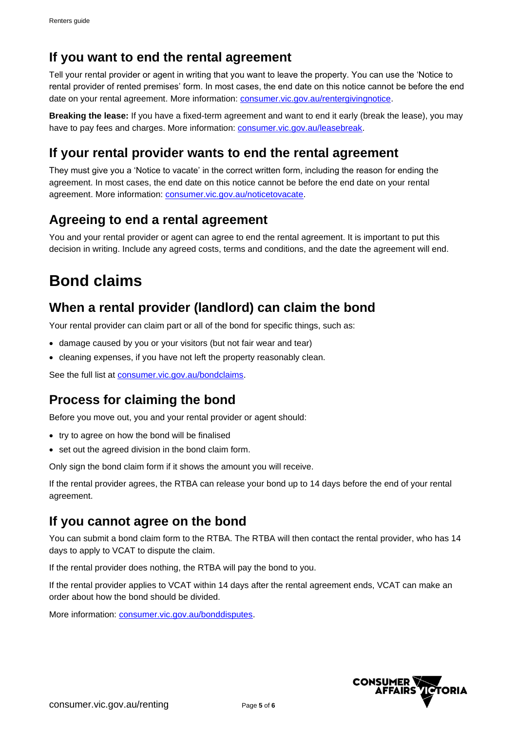## If you want to end the rental agreement

Tell your rental provider or agent in writing that you want to leave the property. You can use the 'Notice to rental provider of rented premises' form. In most cases, the end date on this notice cannot be before the end date on your rental agreement. More information: [consumer.vic.gov.au/rentergivingnotice](consumer.vic.gov.au/rentergivingnotice).

**Breaking the lease:** If you have a fixed-term agreement and want to end it early (break the lease), you may have to pay fees and charges. More information: [consumer.vic.gov.au/leasebreak](consumer.vic.gov.au/leasebreak).

## If your rental provider wants to end the rental agreement

They must give you a 'Notice to vacate' in the correct written form, including the reason for ending the agreement. In most cases, the end date on this notice cannot be before the end date on your rental agreement. More information: [consumer.vic.gov.au/noticetovacate](consumer.vic.gov.au/noticetovacate).

## Agreeing to end a rental agreement

You and your rental provider or agent can agree to end the rental agreement. It is important to put this decision in writing. Include any agreed costs, terms and conditions, and the date the agreement will end.

# Bond claims

## When a rental provider (landlord) can claim the bond

Your rental provider can claim part or all of the bond for specific things, such as:

- damage caused by you or your visitors (but not fair wear and tear)
- cleaning expenses, if you have not left the property reasonably clean.

See the full list at [consumer.vic.gov.au/bondclaims](consumer.vic.gov.au/bondclaims).

## Process for claiming the bond

Before you move out, you and your rental provider or agent should:

- try to agree on how the bond will be finalised
- set out the agreed division in the bond claim form.

Only sign the bond claim form if it shows the amount you will receive.

If the rental provider agrees, the RTBA can release your bond up to 14 days before the end of your rental agreement.

## If you cannot agree on the bond

You can submit a bond claim form to the RTBA. The RTBA will then contact the rental provider, who has 14 days to apply to VCAT to dispute the claim.

If the rental provider does nothing, the RTBA will pay the bond to you.

If the rental provider applies to VCAT within 14 days after the rental agreement ends, VCAT can make an order about how the bond should be divided.

More information: [consumer.vic.gov.au/bonddisputes](consumer.vic.gov.au/bonddisputes).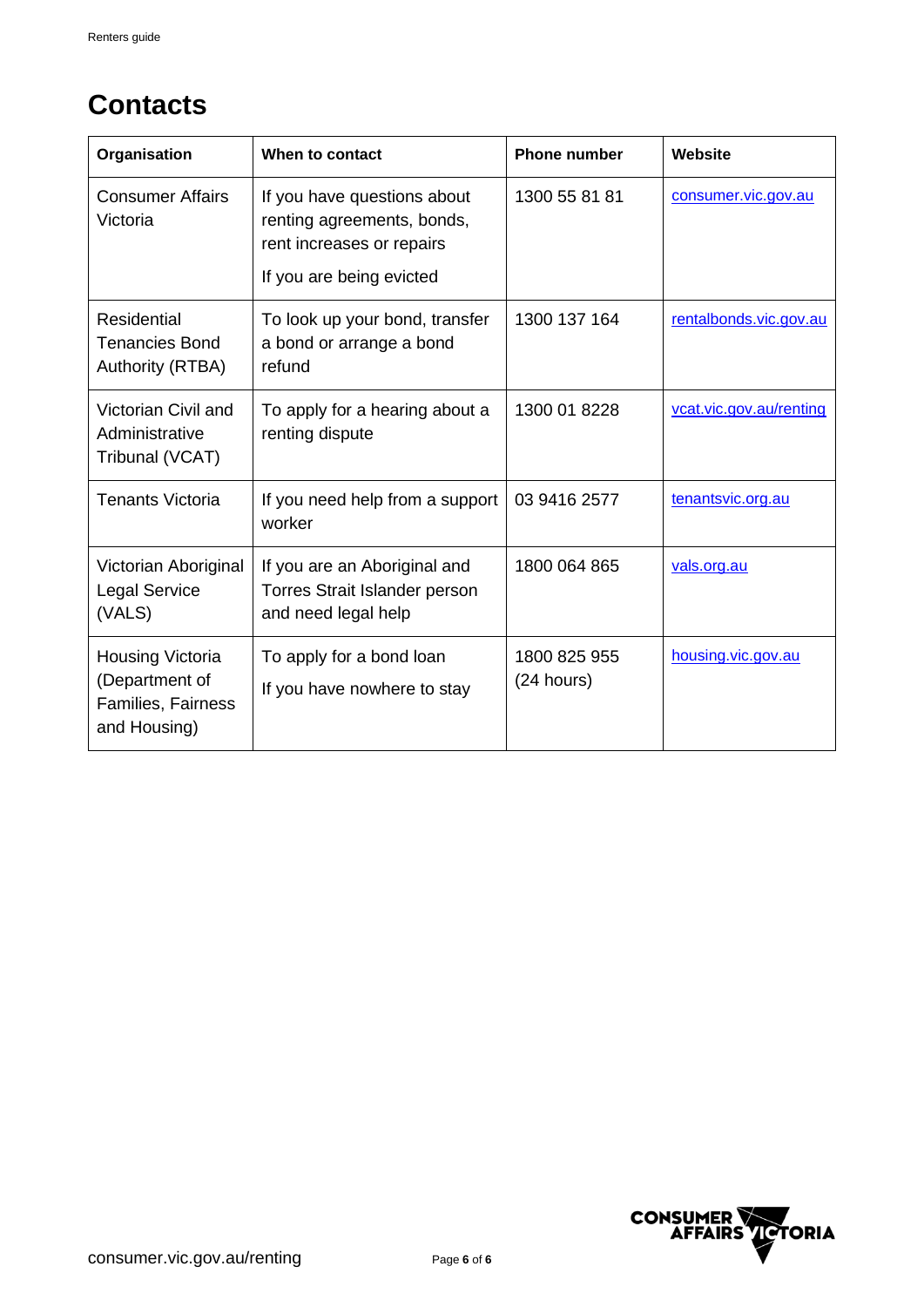# Contacts

| Organisation | When to contact | Phone number | Website |
| --- | --- | --- | --- |
| Consumer Affairs Victoria | If you have questions about renting agreements, bonds, rent increases or repairs<br><br>If you are being evicted | 1300 55 81 81 | consumer.vic.gov.au |
| Residential Tenancies Bond Authority (RTBA) | To look up your bond, transfer a bond or arrange a bond refund | 1300 137 164 | rentalbonds.vic.gov.au |
| Victorian Civil and Administrative Tribunal (VCAT) | To apply for a hearing about a renting dispute | 1300 01 8228 | vcat.vic.gov.au/renting |
| Tenants Victoria | If you need help from a support worker | 03 9416 2577 | tenantsvic.org.au |
| Victorian Aboriginal Legal Service (VALS) | If you are an Aboriginal and Torres Strait Islander person and need legal help | 1800 064 865 | vals.org.au |
| Housing Victoria (Department of Families, Fairness and Housing) | To apply for a bond loan<br><br>If you have nowhere to stay | 1800 825 955 (24 hours) | housing.vic.gov.au |